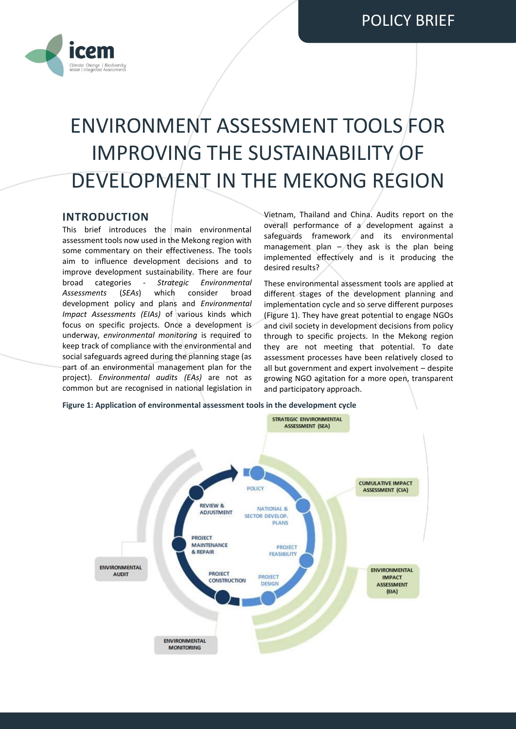POLICY BRIEF

# ENVIRONMENT ASSESSMENT TOOLS FOR IMPROVING THE SUSTAINABILITY OF DEVELOPMENT IN THE MEKONG REGION

## INTRODUCTION

This brief introduces the main environmental assessment tools now used in the Mekong region with some commentary on their effectiveness. The tools aim to influence development decisions and to improve development sustainability. There are four broad categories - *Strategic Environmental Assessments* (*SEAs*) which consider broad development policy and plans and *Environmental Impact Assessments (EIAs)* of various kinds which focus on specific projects. Once a development is underway, *environmental monitoring* is required to keep track of compliance with the environmental and social safeguards agreed during the planning stage (as part of an environmental management plan for the project). *Environmental audits (EAs)* are not as common but are recognised in national legislation in Vietnam, Thailand and China. Audits report on the overall performance of a development against a safeguards framework and its environmental management plan – they ask is the plan being implemented effectively and is it producing the desired results?

These environmental assessment tools are applied at different stages of the development planning and implementation cycle and so serve different purposes (Figure 1). They have great potential to engage NGOs and civil society in development decisions from policy through to specific projects. In the Mekong region they are not meeting that potential. To date assessment processes have been relatively closed to all but government and expert involvement – despite growing NGO agitation for a more open, transparent and participatory approach.

**Figure 1: Application of environmental assessment tools in the development cycle**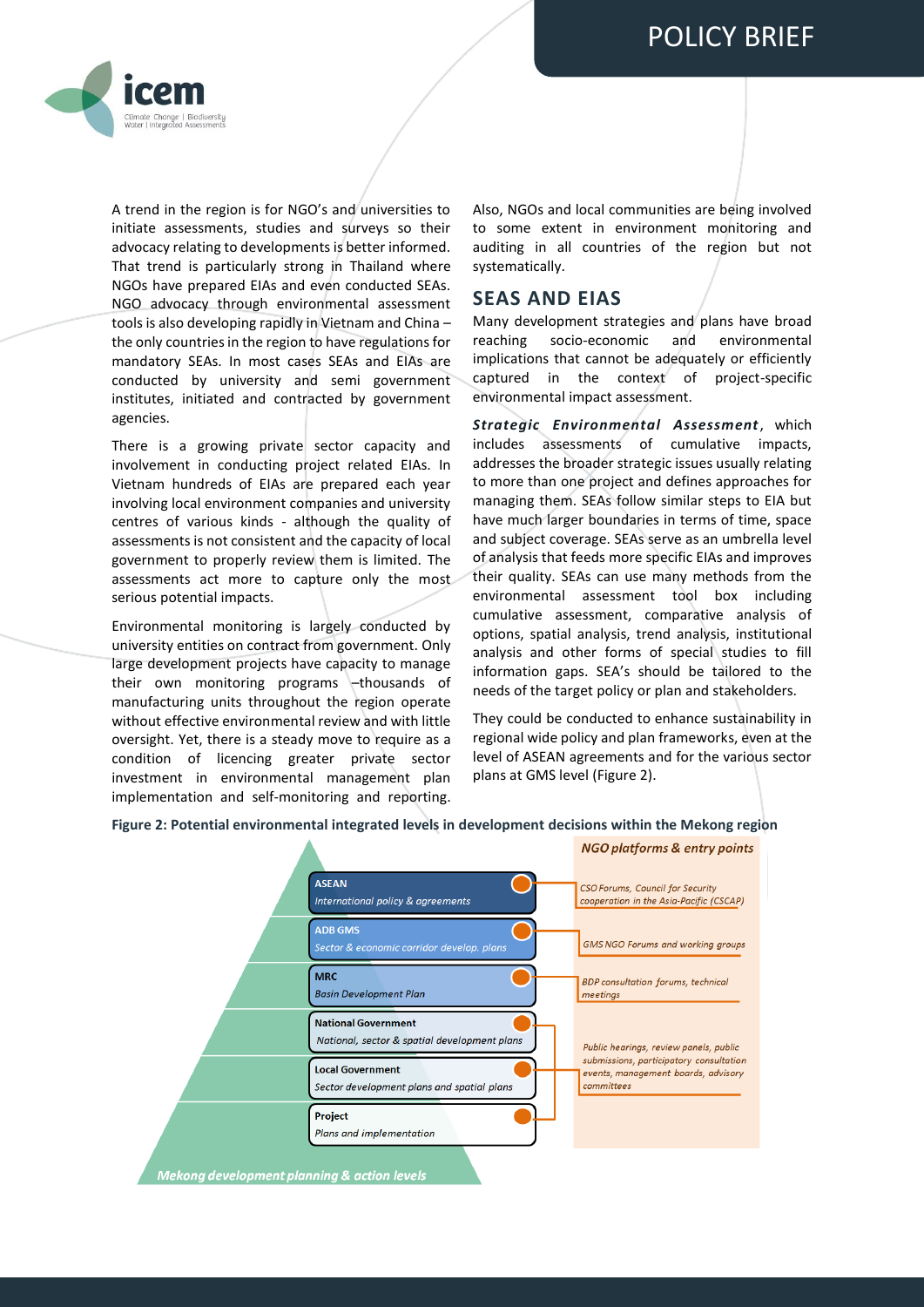A trend in the region is for NGO's and universities to initiate assessments, studies and surveys so their advocacy relating to developments is better informed. That trend is particularly strong in Thailand where NGOs have prepared EIAs and even conducted SEAs. NGO advocacy through environmental assessment tools is also developing rapidly in Vietnam and China – the only countries in the region to have regulations for mandatory SEAs. In most cases SEAs and EIAs are conducted by university and semi government institutes, initiated and contracted by government agencies.

There is a growing private sector capacity and involvement in conducting project related EIAs. In Vietnam hundreds of EIAs are prepared each year involving local environment companies and university centres of various kinds - although the quality of assessments is not consistent and the capacity of local government to properly review them is limited. The assessments act more to capture only the most serious potential impacts.

Environmental monitoring is largely conducted by university entities on contract from government. Only large development projects have capacity to manage their own monitoring programs –thousands of manufacturing units throughout the region operate without effective environmental review and with little oversight. Yet, there is a steady move to require as a condition of licencing greater private sector investment in environmental management plan implementation and self-monitoring and reporting.

Also, NGOs and local communities are being involved to some extent in environment monitoring and auditing in all countries of the region but not systematically.

## SEAS AND EIAS

Many development strategies and plans have broad reaching socio-economic and environmental implications that cannot be adequately or efficiently captured in the context of project-specific environmental impact assessment.

***Strategic Environmental Assessment***, which includes assessments of cumulative impacts, addresses the broader strategic issues usually relating to more than one project and defines approaches for managing them. SEAs follow similar steps to EIA but have much larger boundaries in terms of time, space and subject coverage. SEAs serve as an umbrella level of analysis that feeds more specific EIAs and improves their quality. SEAs can use many methods from the environmental assessment tool box including cumulative assessment, comparative analysis of options, spatial analysis, trend analysis, institutional analysis and other forms of special studies to fill information gaps. SEA's should be tailored to the needs of the target policy or plan and stakeholders.

They could be conducted to enhance sustainability in regional wide policy and plan frameworks, even at the level of ASEAN agreements and for the various sector plans at GMS level (Figure 2).

**Figure 2: Potential environmental integrated levels in development decisions within the Mekong region**

| Mekong development planning & action levels | NGO platforms & entry points |
|---|---|
| **ASEAN** – *International policy & agreements* | *CSO Forums, Council for Security cooperation in the Asia-Pacific (CSCAP)* |
| **ADB GMS** – *Sector & economic corridor develop. plans* | *GMS NGO Forums and working groups* |
| **MRC** – *Basin Development Plan* | *BDP consultation forums, technical meetings* |
| **National Government** – *National, sector & spatial development plans* | *Public hearings, review panels, public submissions, participatory consultation events, management boards, advisory committees* |
| **Local Government** – *Sector development plans and spatial plans* | |
| **Project** – *Plans and implementation* | |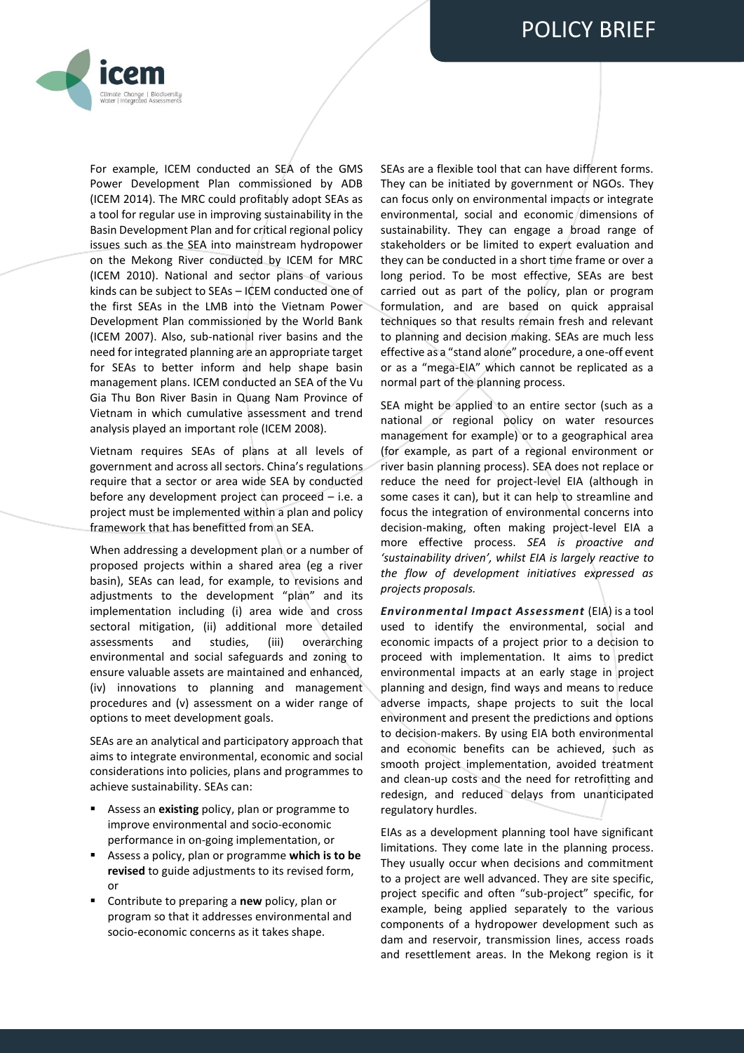For example, ICEM conducted an SEA of the GMS Power Development Plan commissioned by ADB (ICEM 2014). The MRC could profitably adopt SEAs as a tool for regular use in improving sustainability in the Basin Development Plan and for critical regional policy issues such as the SEA into mainstream hydropower on the Mekong River conducted by ICEM for MRC (ICEM 2010). National and sector plans of various kinds can be subject to SEAs – ICEM conducted one of the first SEAs in the LMB into the Vietnam Power Development Plan commissioned by the World Bank (ICEM 2007). Also, sub-national river basins and the need for integrated planning are an appropriate target for SEAs to better inform and help shape basin management plans. ICEM conducted an SEA of the Vu Gia Thu Bon River Basin in Quang Nam Province of Vietnam in which cumulative assessment and trend analysis played an important role (ICEM 2008).

Vietnam requires SEAs of plans at all levels of government and across all sectors. China's regulations require that a sector or area wide SEA by conducted before any development project can proceed – i.e. a project must be implemented within a plan and policy framework that has benefitted from an SEA.

When addressing a development plan or a number of proposed projects within a shared area (eg a river basin), SEAs can lead, for example, to revisions and adjustments to the development "plan" and its implementation including (i) area wide and cross sectoral mitigation, (ii) additional more detailed assessments and studies, (iii) overarching environmental and social safeguards and zoning to ensure valuable assets are maintained and enhanced, (iv) innovations to planning and management procedures and (v) assessment on a wider range of options to meet development goals.

SEAs are an analytical and participatory approach that aims to integrate environmental, economic and social considerations into policies, plans and programmes to achieve sustainability. SEAs can:

- Assess an **existing** policy, plan or programme to improve environmental and socio-economic performance in on-going implementation, or
- Assess a policy, plan or programme **which is to be revised** to guide adjustments to its revised form, or
- Contribute to preparing a **new** policy, plan or program so that it addresses environmental and socio-economic concerns as it takes shape.

SEAs are a flexible tool that can have different forms. They can be initiated by government or NGOs. They can focus only on environmental impacts or integrate environmental, social and economic dimensions of sustainability. They can engage a broad range of stakeholders or be limited to expert evaluation and they can be conducted in a short time frame or over a long period. To be most effective, SEAs are best carried out as part of the policy, plan or program formulation, and are based on quick appraisal techniques so that results remain fresh and relevant to planning and decision making. SEAs are much less effective as a "stand alone" procedure, a one-off event or as a "mega-EIA" which cannot be replicated as a normal part of the planning process.

SEA might be applied to an entire sector (such as a national or regional policy on water resources management for example) or to a geographical area (for example, as part of a regional environment or river basin planning process). SEA does not replace or reduce the need for project-level EIA (although in some cases it can), but it can help to streamline and focus the integration of environmental concerns into decision-making, often making project-level EIA a more effective process. *SEA is proactive and 'sustainability driven', whilst EIA is largely reactive to the flow of development initiatives expressed as projects proposals.*

***Environmental Impact Assessment*** (EIA) is a tool used to identify the environmental, social and economic impacts of a project prior to a decision to proceed with implementation. It aims to predict environmental impacts at an early stage in project planning and design, find ways and means to reduce adverse impacts, shape projects to suit the local environment and present the predictions and options to decision-makers. By using EIA both environmental and economic benefits can be achieved, such as smooth project implementation, avoided treatment and clean-up costs and the need for retrofitting and redesign, and reduced delays from unanticipated regulatory hurdles.

EIAs as a development planning tool have significant limitations. They come late in the planning process. They usually occur when decisions and commitment to a project are well advanced. They are site specific, project specific and often "sub-project" specific, for example, being applied separately to the various components of a hydropower development such as dam and reservoir, transmission lines, access roads and resettlement areas. In the Mekong region is it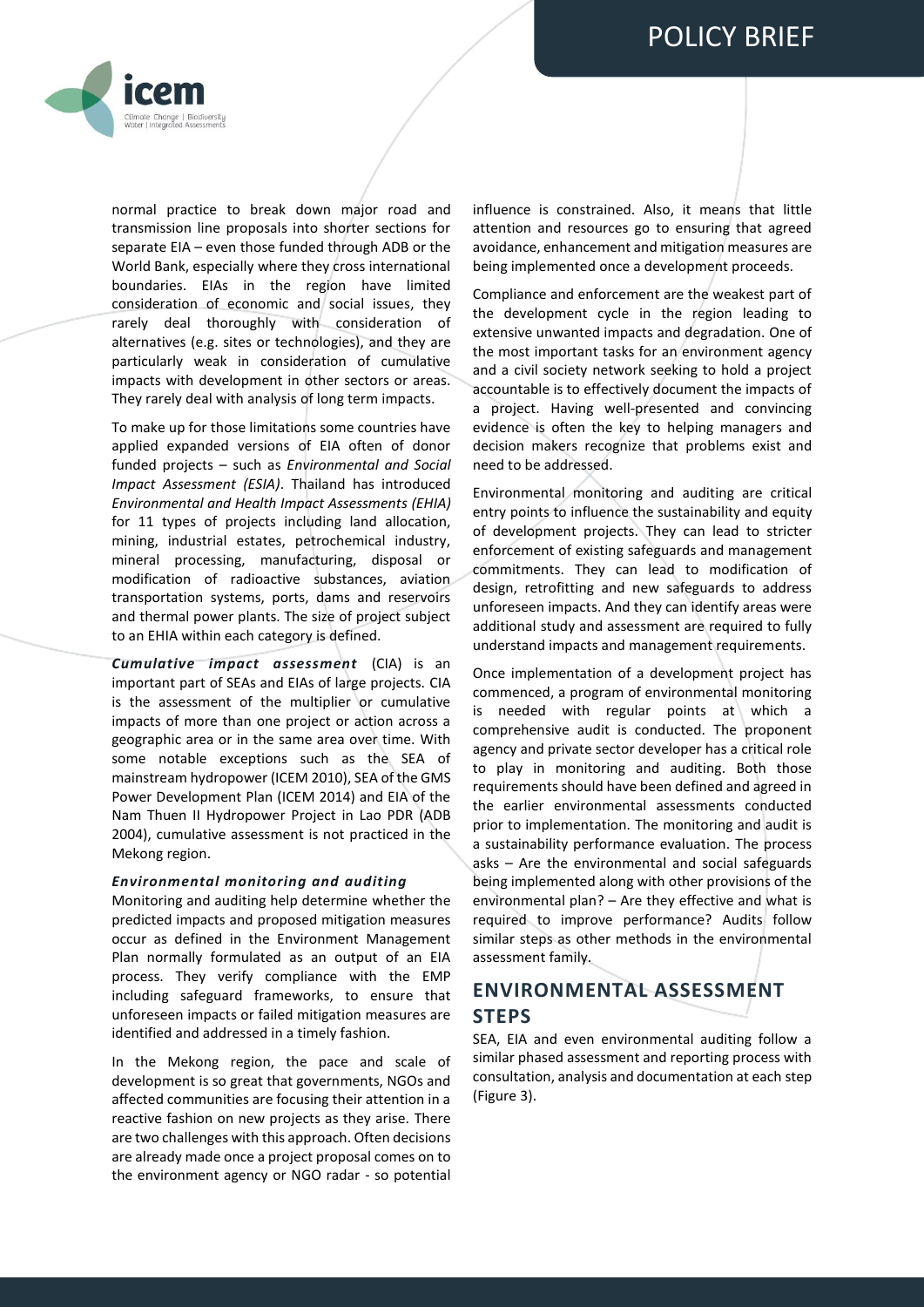normal practice to break down major road and transmission line proposals into shorter sections for separate EIA – even those funded through ADB or the World Bank, especially where they cross international boundaries. EIAs in the region have limited consideration of economic and social issues, they rarely deal thoroughly with consideration of alternatives (e.g. sites or technologies), and they are particularly weak in consideration of cumulative impacts with development in other sectors or areas. They rarely deal with analysis of long term impacts.

To make up for those limitations some countries have applied expanded versions of EIA often of donor funded projects – such as *Environmental and Social Impact Assessment (ESIA)*. Thailand has introduced *Environmental and Health Impact Assessments (EHIA)* for 11 types of projects including land allocation, mining, industrial estates, petrochemical industry, mineral processing, manufacturing, disposal or modification of radioactive substances, aviation transportation systems, ports, dams and reservoirs and thermal power plants. The size of project subject to an EHIA within each category is defined.

***Cumulative impact assessment*** (CIA) is an important part of SEAs and EIAs of large projects. CIA is the assessment of the multiplier or cumulative impacts of more than one project or action across a geographic area or in the same area over time. With some notable exceptions such as the SEA of mainstream hydropower (ICEM 2010), SEA of the GMS Power Development Plan (ICEM 2014) and EIA of the Nam Thuen II Hydropower Project in Lao PDR (ADB 2004), cumulative assessment is not practiced in the Mekong region.

### *Environmental monitoring and auditing*

Monitoring and auditing help determine whether the predicted impacts and proposed mitigation measures occur as defined in the Environment Management Plan normally formulated as an output of an EIA process. They verify compliance with the EMP including safeguard frameworks, to ensure that unforeseen impacts or failed mitigation measures are identified and addressed in a timely fashion.

In the Mekong region, the pace and scale of development is so great that governments, NGOs and affected communities are focusing their attention in a reactive fashion on new projects as they arise. There are two challenges with this approach. Often decisions are already made once a project proposal comes on to the environment agency or NGO radar - so potential influence is constrained. Also, it means that little attention and resources go to ensuring that agreed avoidance, enhancement and mitigation measures are being implemented once a development proceeds.

Compliance and enforcement are the weakest part of the development cycle in the region leading to extensive unwanted impacts and degradation. One of the most important tasks for an environment agency and a civil society network seeking to hold a project accountable is to effectively document the impacts of a project. Having well-presented and convincing evidence is often the key to helping managers and decision makers recognize that problems exist and need to be addressed.

Environmental monitoring and auditing are critical entry points to influence the sustainability and equity of development projects. They can lead to stricter enforcement of existing safeguards and management commitments. They can lead to modification of design, retrofitting and new safeguards to address unforeseen impacts. And they can identify areas were additional study and assessment are required to fully understand impacts and management requirements.

Once implementation of a development project has commenced, a program of environmental monitoring is needed with regular points at which a comprehensive audit is conducted. The proponent agency and private sector developer has a critical role to play in monitoring and auditing. Both those requirements should have been defined and agreed in the earlier environmental assessments conducted prior to implementation. The monitoring and audit is a sustainability performance evaluation. The process asks – Are the environmental and social safeguards being implemented along with other provisions of the environmental plan? – Are they effective and what is required to improve performance? Audits follow similar steps as other methods in the environmental assessment family.

## ENVIRONMENTAL ASSESSMENT STEPS

SEA, EIA and even environmental auditing follow a similar phased assessment and reporting process with consultation, analysis and documentation at each step (Figure 3).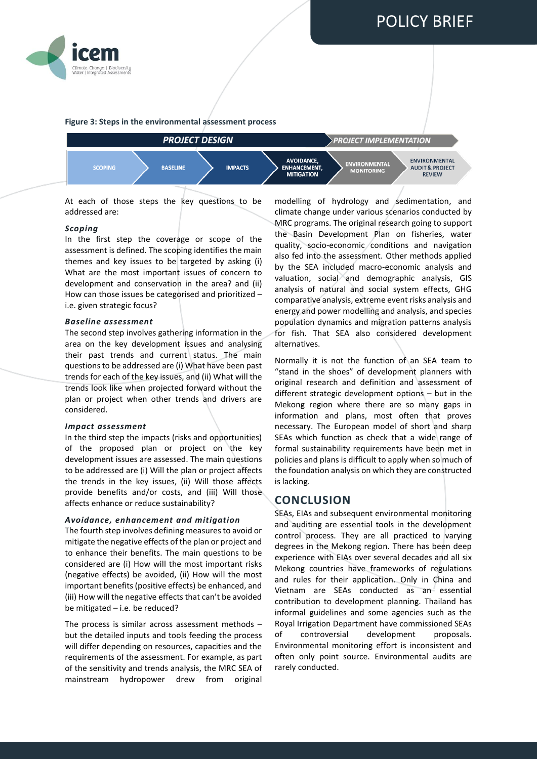**Figure 3: Steps in the environmental assessment process**

| PROJECT DESIGN | | | | PROJECT IMPLEMENTATION | |
|---|---|---|---|---|---|
| SCOPING | BASELINE | IMPACTS | AVOIDANCE, ENHANCEMENT, MITIGATION | ENVIRONMENTAL MONITORING | ENVIRONMENTAL AUDIT & PROJECT REVIEW |

At each of those steps the key questions to be addressed are:

***Scoping***

In the first step the coverage or scope of the assessment is defined. The scoping identifies the main themes and key issues to be targeted by asking (i) What are the most important issues of concern to development and conservation in the area? and (ii) How can those issues be categorised and prioritized – i.e. given strategic focus?

***Baseline assessment***

The second step involves gathering information in the area on the key development issues and analysing their past trends and current status. The main questions to be addressed are (i) What have been past trends for each of the key issues, and (ii) What will the trends look like when projected forward without the plan or project when other trends and drivers are considered.

***Impact assessment***

In the third step the impacts (risks and opportunities) of the proposed plan or project on the key development issues are assessed. The main questions to be addressed are (i) Will the plan or project affects the trends in the key issues, (ii) Will those affects provide benefits and/or costs, and (iii) Will those affects enhance or reduce sustainability?

***Avoidance, enhancement and mitigation***

The fourth step involves defining measures to avoid or mitigate the negative effects of the plan or project and to enhance their benefits. The main questions to be considered are (i) How will the most important risks (negative effects) be avoided, (ii) How will the most important benefits (positive effects) be enhanced, and (iii) How will the negative effects that can't be avoided be mitigated – i.e. be reduced?

The process is similar across assessment methods – but the detailed inputs and tools feeding the process will differ depending on resources, capacities and the requirements of the assessment. For example, as part of the sensitivity and trends analysis, the MRC SEA of mainstream hydropower drew from original modelling of hydrology and sedimentation, and climate change under various scenarios conducted by MRC programs. The original research going to support the Basin Development Plan on fisheries, water quality, socio-economic conditions and navigation also fed into the assessment. Other methods applied by the SEA included macro-economic analysis and valuation, social and demographic analysis, GIS analysis of natural and social system effects, GHG comparative analysis, extreme event risks analysis and energy and power modelling and analysis, and species population dynamics and migration patterns analysis for fish. That SEA also considered development alternatives.

Normally it is not the function of an SEA team to "stand in the shoes" of development planners with original research and definition and assessment of different strategic development options – but in the Mekong region where there are so many gaps in information and plans, most often that proves necessary. The European model of short and sharp SEAs which function as check that a wide range of formal sustainability requirements have been met in policies and plans is difficult to apply when so much of the foundation analysis on which they are constructed is lacking.

## CONCLUSION

SEAs, EIAs and subsequent environmental monitoring and auditing are essential tools in the development control process. They are all practiced to varying degrees in the Mekong region. There has been deep experience with EIAs over several decades and all six Mekong countries have frameworks of regulations and rules for their application. Only in China and Vietnam are SEAs conducted as an essential contribution to development planning. Thailand has informal guidelines and some agencies such as the Royal Irrigation Department have commissioned SEAs of controversial development proposals. Environmental monitoring effort is inconsistent and often only point source. Environmental audits are rarely conducted.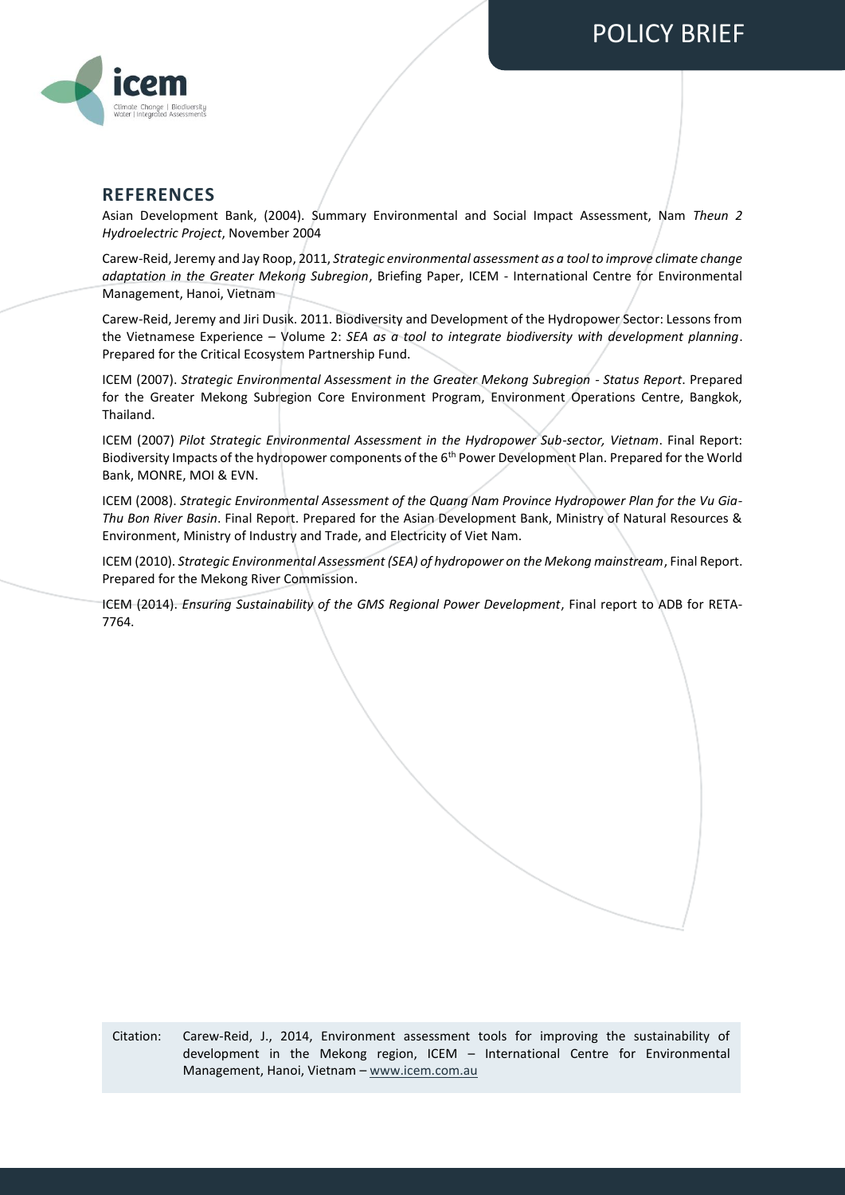## REFERENCES

Asian Development Bank, (2004). Summary Environmental and Social Impact Assessment, Nam *Theun 2 Hydroelectric Project*, November 2004

Carew-Reid, Jeremy and Jay Roop, 2011, *Strategic environmental assessment as a tool to improve climate change adaptation in the Greater Mekong Subregion*, Briefing Paper, ICEM - International Centre for Environmental Management, Hanoi, Vietnam

Carew-Reid, Jeremy and Jiri Dusik. 2011. Biodiversity and Development of the Hydropower Sector: Lessons from the Vietnamese Experience – Volume 2: *SEA as a tool to integrate biodiversity with development planning*. Prepared for the Critical Ecosystem Partnership Fund.

ICEM (2007). *Strategic Environmental Assessment in the Greater Mekong Subregion - Status Report*. Prepared for the Greater Mekong Subregion Core Environment Program, Environment Operations Centre, Bangkok, Thailand.

ICEM (2007) *Pilot Strategic Environmental Assessment in the Hydropower Sub-sector, Vietnam*. Final Report: Biodiversity Impacts of the hydropower components of the 6th Power Development Plan. Prepared for the World Bank, MONRE, MOI & EVN.

ICEM (2008). *Strategic Environmental Assessment of the Quang Nam Province Hydropower Plan for the Vu Gia-Thu Bon River Basin*. Final Report. Prepared for the Asian Development Bank, Ministry of Natural Resources & Environment, Ministry of Industry and Trade, and Electricity of Viet Nam.

ICEM (2010). *Strategic Environmental Assessment (SEA) of hydropower on the Mekong mainstream*, Final Report. Prepared for the Mekong River Commission.

ICEM (2014). *Ensuring Sustainability of the GMS Regional Power Development*, Final report to ADB for RETA-7764.

Citation: Carew-Reid, J., 2014, Environment assessment tools for improving the sustainability of development in the Mekong region, ICEM – International Centre for Environmental Management, Hanoi, Vietnam – www.icem.com.au